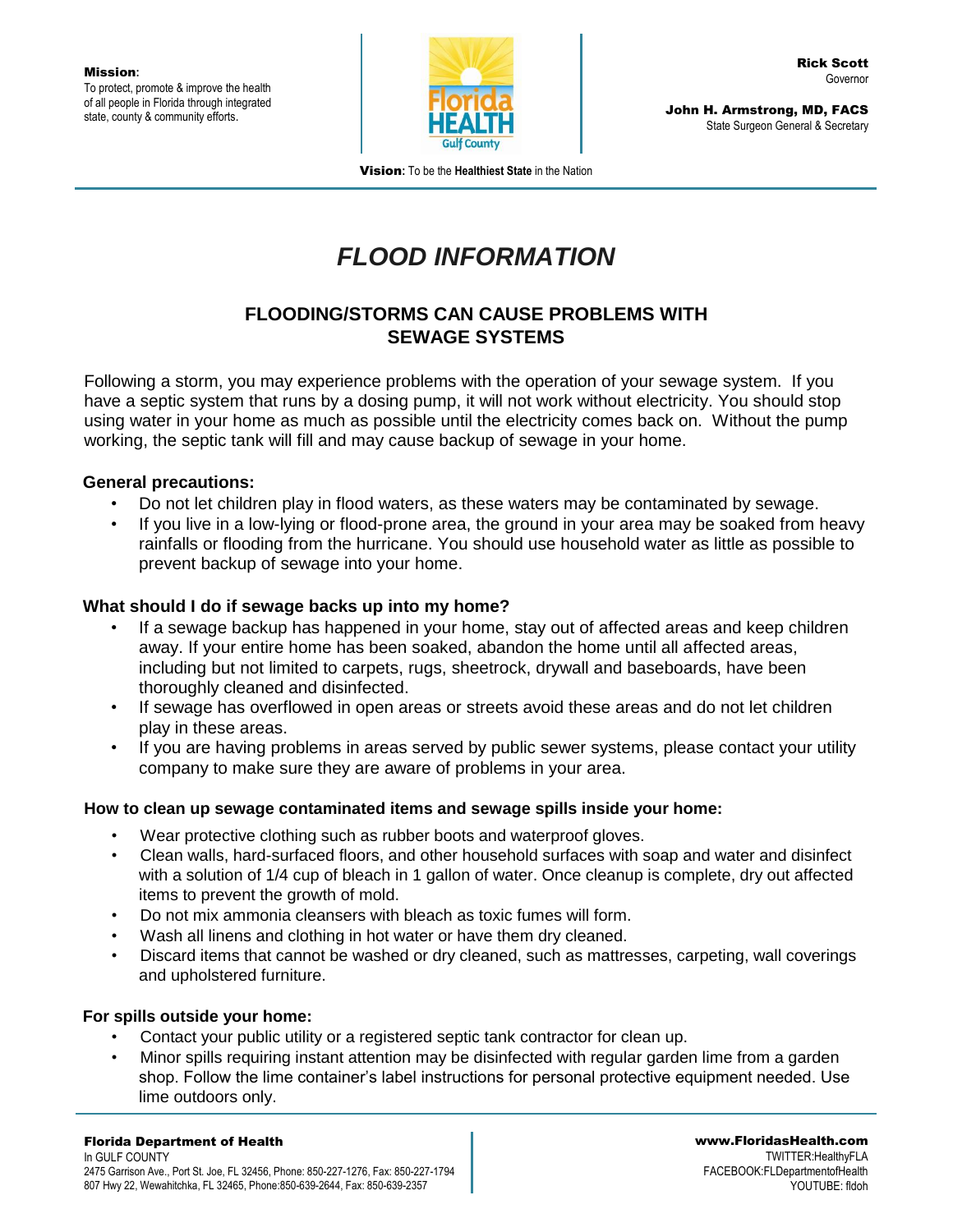**Mission**:
To protect, promote & improve the health of all people in Florida through integrated state, county & community efforts.

**Rick Scott**
Governor

**John H. Armstrong, MD, FACS**
State Surgeon General & Secretary

**Vision**: To be the **Healthiest State** in the Nation

# *FLOOD INFORMATION*

## FLOODING/STORMS CAN CAUSE PROBLEMS WITH SEWAGE SYSTEMS

Following a storm, you may experience problems with the operation of your sewage system. If you have a septic system that runs by a dosing pump, it will not work without electricity. You should stop using water in your home as much as possible until the electricity comes back on. Without the pump working, the septic tank will fill and may cause backup of sewage in your home.

### General precautions:

- Do not let children play in flood waters, as these waters may be contaminated by sewage.
- If you live in a low-lying or flood-prone area, the ground in your area may be soaked from heavy rainfalls or flooding from the hurricane. You should use household water as little as possible to prevent backup of sewage into your home.

### What should I do if sewage backs up into my home?

- If a sewage backup has happened in your home, stay out of affected areas and keep children away. If your entire home has been soaked, abandon the home until all affected areas, including but not limited to carpets, rugs, sheetrock, drywall and baseboards, have been thoroughly cleaned and disinfected.
- If sewage has overflowed in open areas or streets avoid these areas and do not let children play in these areas.
- If you are having problems in areas served by public sewer systems, please contact your utility company to make sure they are aware of problems in your area.

### How to clean up sewage contaminated items and sewage spills inside your home:

- Wear protective clothing such as rubber boots and waterproof gloves.
- Clean walls, hard-surfaced floors, and other household surfaces with soap and water and disinfect with a solution of 1/4 cup of bleach in 1 gallon of water. Once cleanup is complete, dry out affected items to prevent the growth of mold.
- Do not mix ammonia cleansers with bleach as toxic fumes will form.
- Wash all linens and clothing in hot water or have them dry cleaned.
- Discard items that cannot be washed or dry cleaned, such as mattresses, carpeting, wall coverings and upholstered furniture.

### For spills outside your home:

- Contact your public utility or a registered septic tank contractor for clean up.
- Minor spills requiring instant attention may be disinfected with regular garden lime from a garden shop. Follow the lime container's label instructions for personal protective equipment needed. Use lime outdoors only.

**Florida Department of Health**
In GULF COUNTY
2475 Garrison Ave., Port St. Joe, FL 32456, Phone: 850-227-1276, Fax: 850-227-1794
807 Hwy 22, Wewahitchka, FL 32465, Phone:850-639-2644, Fax: 850-639-2357

**www.FloridasHealth.com**
TWITTER:HealthyFLA
FACEBOOK:FLDepartmentofHealth
YOUTUBE: fldoh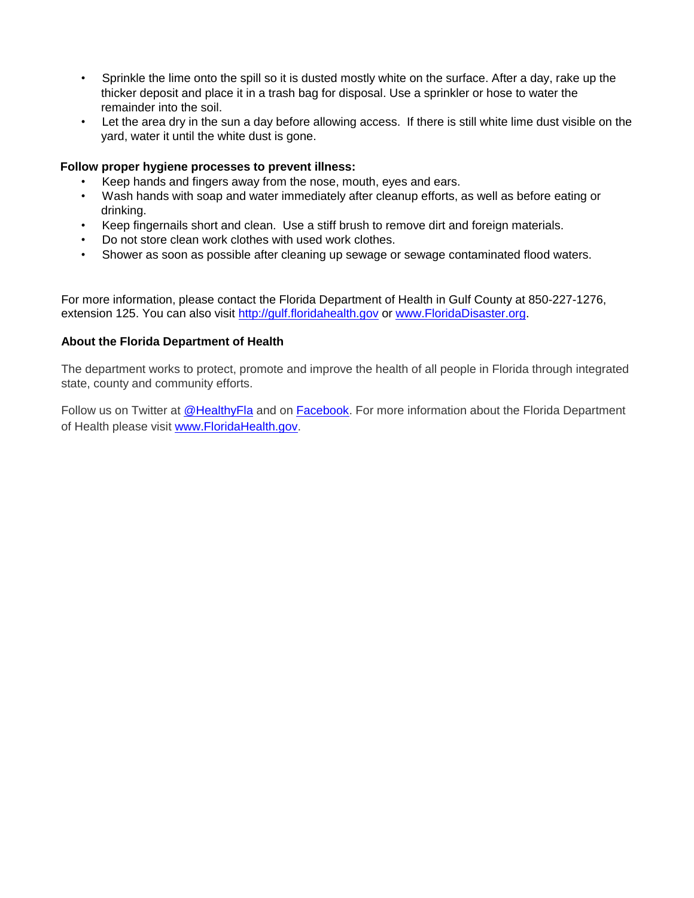- Sprinkle the lime onto the spill so it is dusted mostly white on the surface. After a day, rake up the thicker deposit and place it in a trash bag for disposal. Use a sprinkler or hose to water the remainder into the soil.
- Let the area dry in the sun a day before allowing access. If there is still white lime dust visible on the yard, water it until the white dust is gone.

**Follow proper hygiene processes to prevent illness:**

- Keep hands and fingers away from the nose, mouth, eyes and ears.
- Wash hands with soap and water immediately after cleanup efforts, as well as before eating or drinking.
- Keep fingernails short and clean. Use a stiff brush to remove dirt and foreign materials.
- Do not store clean work clothes with used work clothes.
- Shower as soon as possible after cleaning up sewage or sewage contaminated flood waters.

For more information, please contact the Florida Department of Health in Gulf County at 850-227-1276, extension 125. You can also visit [http://gulf.floridahealth.gov](http://gulf.floridahealth.gov) or [www.FloridaDisaster.org](http://www.FloridaDisaster.org).

**About the Florida Department of Health**

The department works to protect, promote and improve the health of all people in Florida through integrated state, county and community efforts.

Follow us on Twitter at [@HealthyFla](https://twitter.com/HealthyFla) and on [Facebook](https://www.facebook.com). For more information about the Florida Department of Health please visit [www.FloridaHealth.gov](http://www.FloridaHealth.gov).